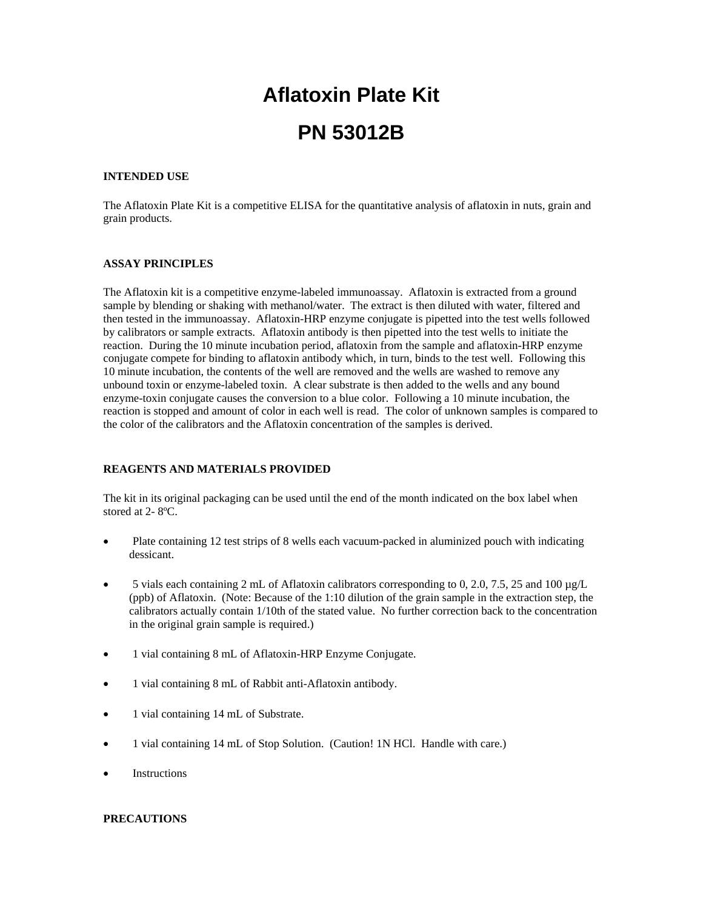# Aflatoxin Plate Kit

# PN 53012B

## INTENDED USE

The Aflatoxin Plate Kit is a competitive ELISA for the quantitative analysis of aflatoxin in nuts, grain and grain products.

## ASSAY PRINCIPLES

The Aflatoxin kit is a competitive enzyme-labeled immunoassay. Aflatoxin is extracted from a ground sample by blending or shaking with methanol/water. The extract is then diluted with water, filtered and then tested in the immunoassay. Aflatoxin-HRP enzyme conjugate is pipetted into the test wells followed by calibrators or sample extracts. Aflatoxin antibody is then pipetted into the test wells to initiate the reaction. During the 10 minute incubation period, aflatoxin from the sample and aflatoxin-HRP enzyme conjugate compete for binding to aflatoxin antibody which, in turn, binds to the test well. Following this 10 minute incubation, the contents of the well are removed and the wells are washed to remove any unbound toxin or enzyme-labeled toxin. A clear substrate is then added to the wells and any bound enzyme-toxin conjugate causes the conversion to a blue color. Following a 10 minute incubation, the reaction is stopped and amount of color in each well is read. The color of unknown samples is compared to the color of the calibrators and the Aflatoxin concentration of the samples is derived.

## REAGENTS AND MATERIALS PROVIDED

The kit in its original packaging can be used until the end of the month indicated on the box label when stored at 2- 8ºC.

- Plate containing 12 test strips of 8 wells each vacuum-packed in aluminized pouch with indicating dessicant.
- 5 vials each containing 2 mL of Aflatoxin calibrators corresponding to 0, 2.0, 7.5, 25 and 100 µg/L (ppb) of Aflatoxin. (Note: Because of the 1:10 dilution of the grain sample in the extraction step, the calibrators actually contain 1/10th of the stated value. No further correction back to the concentration in the original grain sample is required.)
- 1 vial containing 8 mL of Aflatoxin-HRP Enzyme Conjugate.
- 1 vial containing 8 mL of Rabbit anti-Aflatoxin antibody.
- 1 vial containing 14 mL of Substrate.
- 1 vial containing 14 mL of Stop Solution. (Caution! 1N HCl. Handle with care.)
- Instructions

## PRECAUTIONS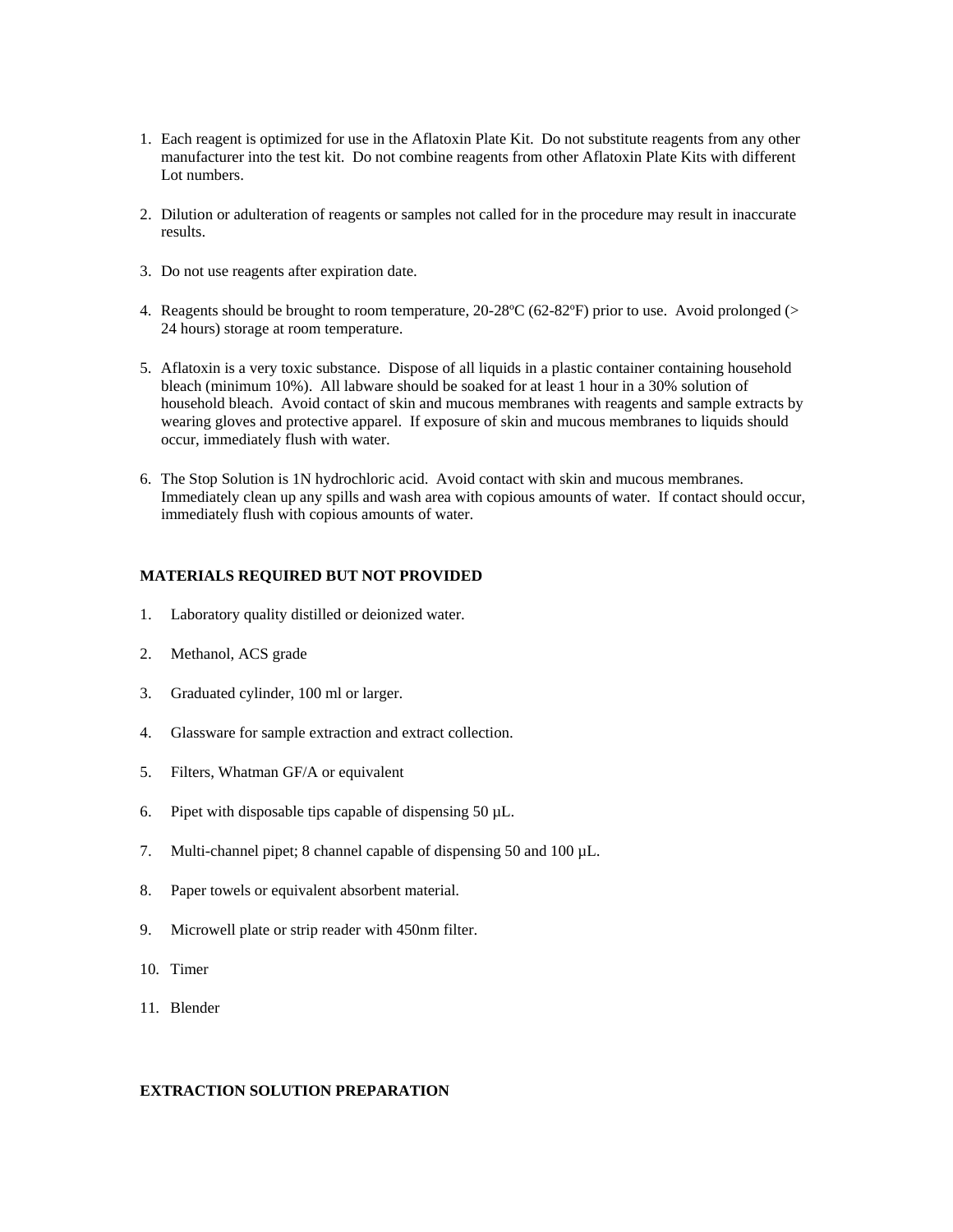1. Each reagent is optimized for use in the Aflatoxin Plate Kit. Do not substitute reagents from any other manufacturer into the test kit. Do not combine reagents from other Aflatoxin Plate Kits with different Lot numbers.

2. Dilution or adulteration of reagents or samples not called for in the procedure may result in inaccurate results.

3. Do not use reagents after expiration date.

4. Reagents should be brought to room temperature, 20-28ºC (62-82ºF) prior to use. Avoid prolonged (> 24 hours) storage at room temperature.

5. Aflatoxin is a very toxic substance. Dispose of all liquids in a plastic container containing household bleach (minimum 10%). All labware should be soaked for at least 1 hour in a 30% solution of household bleach. Avoid contact of skin and mucous membranes with reagents and sample extracts by wearing gloves and protective apparel. If exposure of skin and mucous membranes to liquids should occur, immediately flush with water.

6. The Stop Solution is 1N hydrochloric acid. Avoid contact with skin and mucous membranes. Immediately clean up any spills and wash area with copious amounts of water. If contact should occur, immediately flush with copious amounts of water.

**MATERIALS REQUIRED BUT NOT PROVIDED**

1. Laboratory quality distilled or deionized water.

2. Methanol, ACS grade

3. Graduated cylinder, 100 ml or larger.

4. Glassware for sample extraction and extract collection.

5. Filters, Whatman GF/A or equivalent

6. Pipet with disposable tips capable of dispensing 50 µL.

7. Multi-channel pipet; 8 channel capable of dispensing 50 and 100 µL.

8. Paper towels or equivalent absorbent material.

9. Microwell plate or strip reader with 450nm filter.

10. Timer

11. Blender

**EXTRACTION SOLUTION PREPARATION**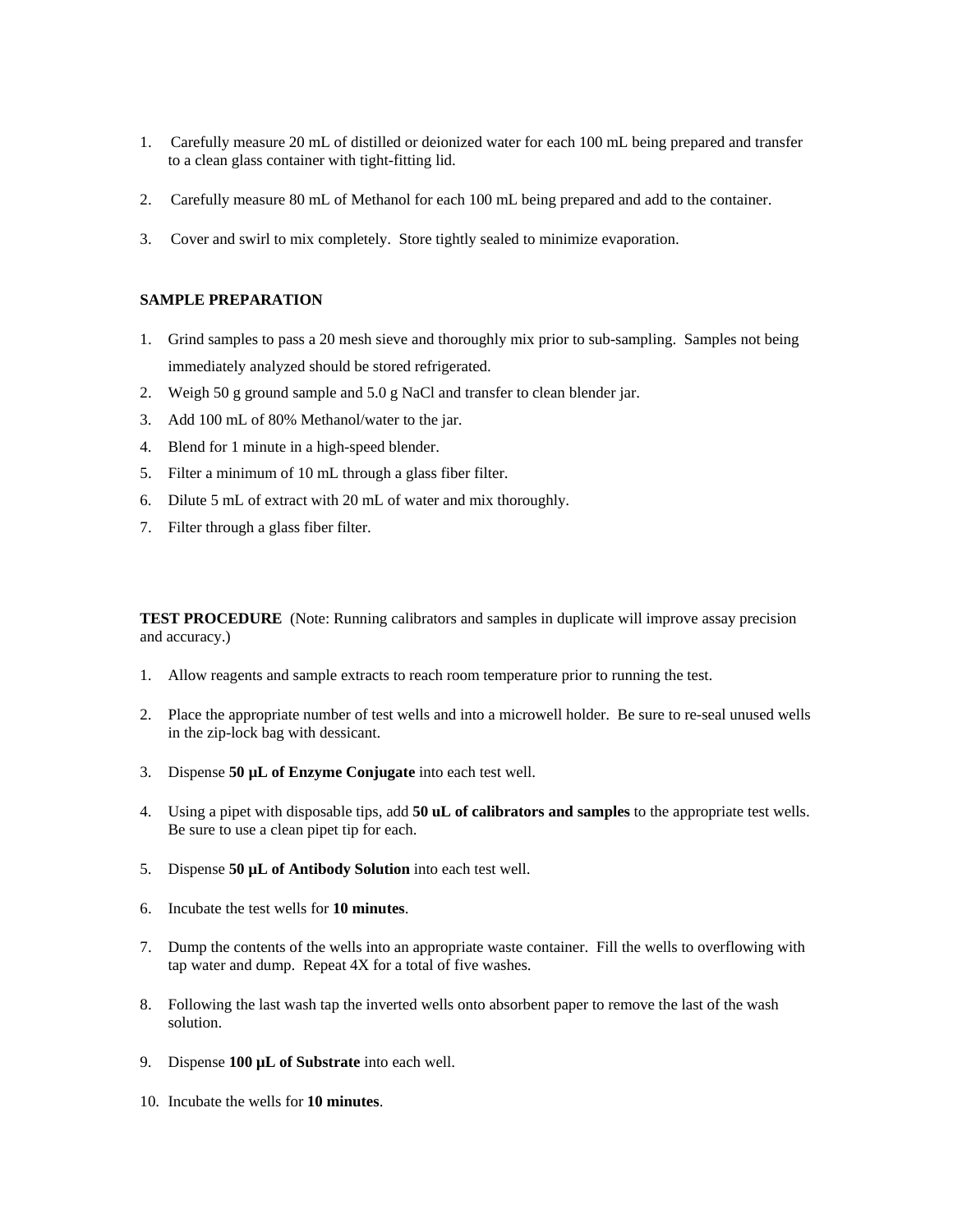1. Carefully measure 20 mL of distilled or deionized water for each 100 mL being prepared and transfer to a clean glass container with tight-fitting lid.

2. Carefully measure 80 mL of Methanol for each 100 mL being prepared and add to the container.

3. Cover and swirl to mix completely. Store tightly sealed to minimize evaporation.

**SAMPLE PREPARATION**

1. Grind samples to pass a 20 mesh sieve and thoroughly mix prior to sub-sampling. Samples not being immediately analyzed should be stored refrigerated.
2. Weigh 50 g ground sample and 5.0 g NaCl and transfer to clean blender jar.
3. Add 100 mL of 80% Methanol/water to the jar.
4. Blend for 1 minute in a high-speed blender.
5. Filter a minimum of 10 mL through a glass fiber filter.
6. Dilute 5 mL of extract with 20 mL of water and mix thoroughly.
7. Filter through a glass fiber filter.

**TEST PROCEDURE** (Note: Running calibrators and samples in duplicate will improve assay precision and accuracy.)

1. Allow reagents and sample extracts to reach room temperature prior to running the test.

2. Place the appropriate number of test wells and into a microwell holder. Be sure to re-seal unused wells in the zip-lock bag with dessicant.

3. Dispense **50 µL of Enzyme Conjugate** into each test well.

4. Using a pipet with disposable tips, add **50 uL of calibrators and samples** to the appropriate test wells. Be sure to use a clean pipet tip for each.

5. Dispense **50 µL of Antibody Solution** into each test well.

6. Incubate the test wells for **10 minutes**.

7. Dump the contents of the wells into an appropriate waste container. Fill the wells to overflowing with tap water and dump. Repeat 4X for a total of five washes.

8. Following the last wash tap the inverted wells onto absorbent paper to remove the last of the wash solution.

9. Dispense **100 µL of Substrate** into each well.

10. Incubate the wells for **10 minutes**.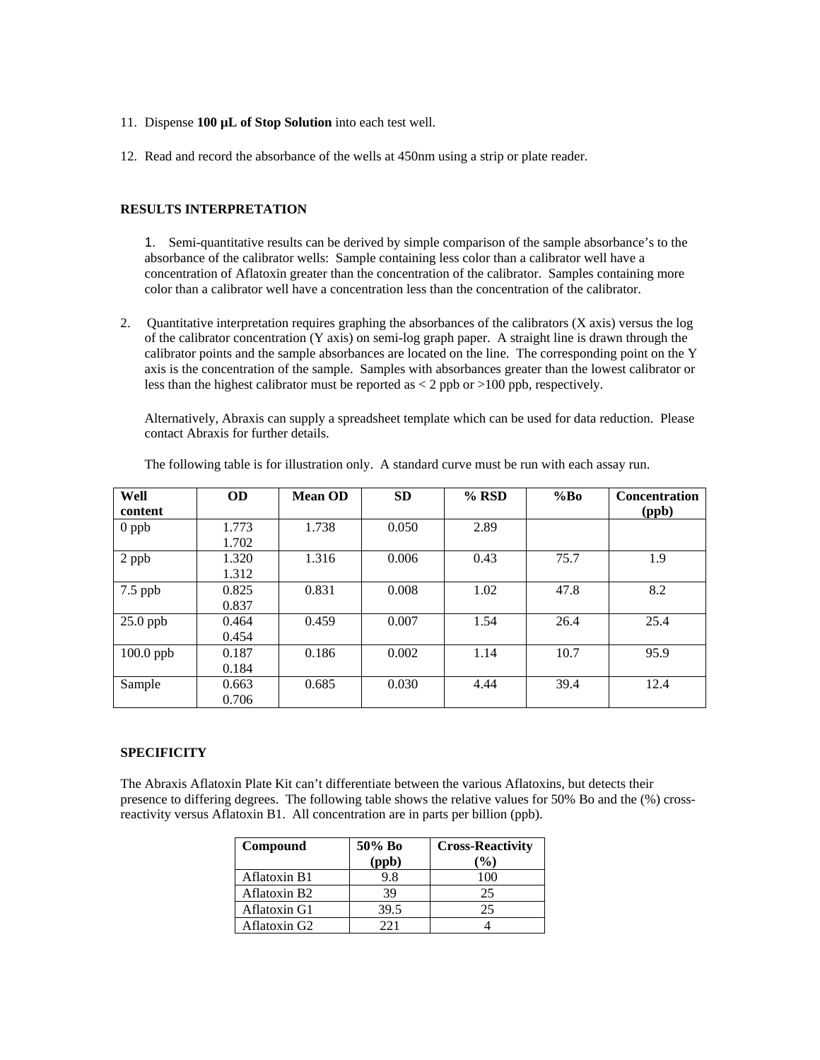11. Dispense **100 µL of Stop Solution** into each test well.

12. Read and record the absorbance of the wells at 450nm using a strip or plate reader.

**RESULTS INTERPRETATION**

1. Semi-quantitative results can be derived by simple comparison of the sample absorbance's to the absorbance of the calibrator wells: Sample containing less color than a calibrator well have a concentration of Aflatoxin greater than the concentration of the calibrator. Samples containing more color than a calibrator well have a concentration less than the concentration of the calibrator.

2. Quantitative interpretation requires graphing the absorbances of the calibrators (X axis) versus the log of the calibrator concentration (Y axis) on semi-log graph paper. A straight line is drawn through the calibrator points and the sample absorbances are located on the line. The corresponding point on the Y axis is the concentration of the sample. Samples with absorbances greater than the lowest calibrator or less than the highest calibrator must be reported as < 2 ppb or >100 ppb, respectively.

   Alternatively, Abraxis can supply a spreadsheet template which can be used for data reduction. Please contact Abraxis for further details.

   The following table is for illustration only. A standard curve must be run with each assay run.

| Well content | OD | Mean OD | SD | % RSD | %Bo | Concentration (ppb) |
|---|---|---|---|---|---|---|
| 0 ppb | 1.773<br>1.702 | 1.738 | 0.050 | 2.89 | | |
| 2 ppb | 1.320<br>1.312 | 1.316 | 0.006 | 0.43 | 75.7 | 1.9 |
| 7.5 ppb | 0.825<br>0.837 | 0.831 | 0.008 | 1.02 | 47.8 | 8.2 |
| 25.0 ppb | 0.464<br>0.454 | 0.459 | 0.007 | 1.54 | 26.4 | 25.4 |
| 100.0 ppb | 0.187<br>0.184 | 0.186 | 0.002 | 1.14 | 10.7 | 95.9 |
| Sample | 0.663<br>0.706 | 0.685 | 0.030 | 4.44 | 39.4 | 12.4 |

**SPECIFICITY**

The Abraxis Aflatoxin Plate Kit can't differentiate between the various Aflatoxins, but detects their presence to differing degrees. The following table shows the relative values for 50% Bo and the (%) cross-reactivity versus Aflatoxin B1. All concentration are in parts per billion (ppb).

| Compound | 50% Bo (ppb) | Cross-Reactivity (%) |
|---|---|---|
| Aflatoxin B1 | 9.8 | 100 |
| Aflatoxin B2 | 39 | 25 |
| Aflatoxin G1 | 39.5 | 25 |
| Aflatoxin G2 | 221 | 4 |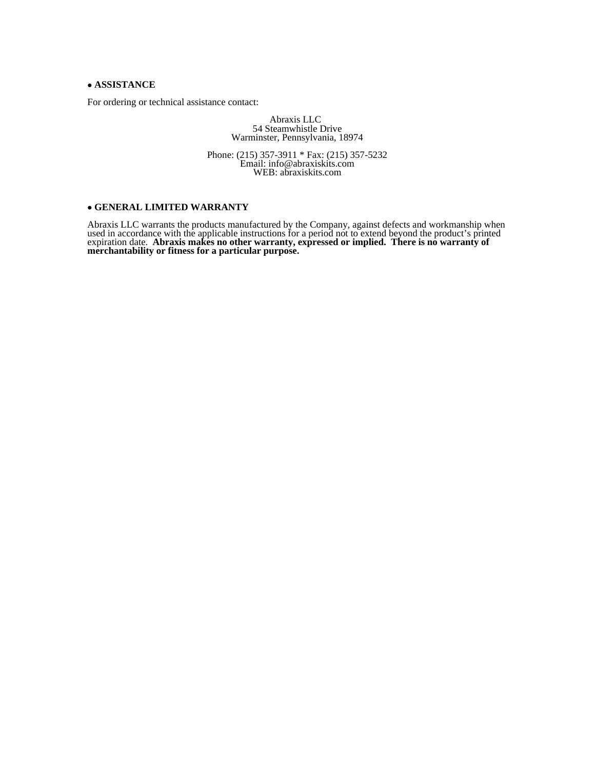## • ASSISTANCE

For ordering or technical assistance contact:

Abraxis LLC
54 Steamwhistle Drive
Warminster, Pennsylvania, 18974

Phone: (215) 357-3911 * Fax: (215) 357-5232
Email: info@abraxiskits.com
WEB: abraxiskits.com

## • GENERAL LIMITED WARRANTY

Abraxis LLC warrants the products manufactured by the Company, against defects and workmanship when used in accordance with the applicable instructions for a period not to extend beyond the product's printed expiration date. **Abraxis makes no other warranty, expressed or implied. There is no warranty of merchantability or fitness for a particular purpose.**